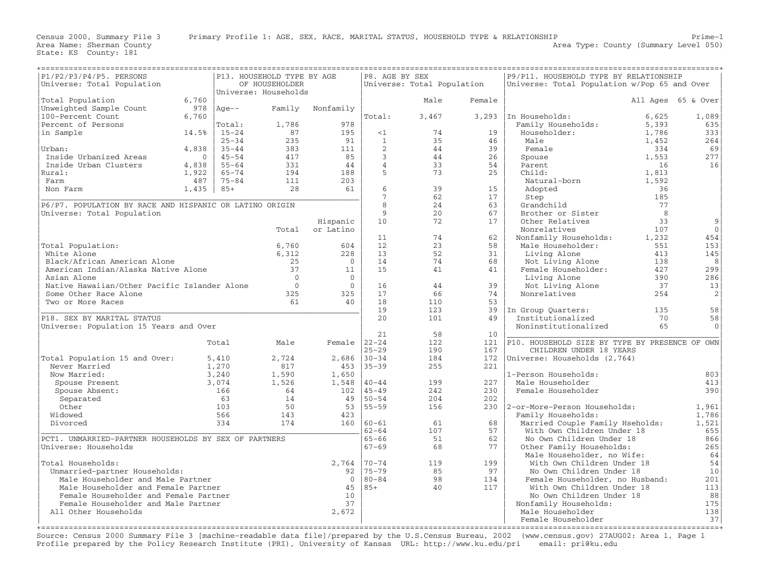Census 2000, Summary File 3 — Primary Profile 1: AGE, SEX, RACE, MARITAL STATUS, HOUSEHOLD TYPE & RELATIONSHIP — Prime-1

Area Name: Sherman County — Area Type: County (Summary Level 050)

State: KS County: 181

## P1/P2/P3/P4/P5. PERSONS

Universe: Total Population

| | |
|---|---|
| Total Population | 6,760 |
| Unweighted Sample Count | 978 |
| 100-Percent Count | 6,760 |
| Percent of Persons in Sample | 14.5% |
| Urban: | 4,838 |
| Inside Urbanized Areas | 0 |
| Inside Urban Clusters | 4,838 |
| Rural: | 1,922 |
| Farm | 487 |
| Non Farm | 1,435 |

## P13. HOUSEHOLD TYPE BY AGE OF HOUSEHOLDER

Universe: Households

| Age-- | Family | Nonfamily |
|---|---|---|
| Total: | 1,786 | 978 |
| 15-24 | 87 | 195 |
| 25-34 | 235 | 91 |
| 35-44 | 383 | 111 |
| 45-54 | 417 | 85 |
| 55-64 | 331 | 44 |
| 65-74 | 194 | 188 |
| 75-84 | 111 | 203 |
| 85+ | 28 | 61 |

## P6/P7. POPULATION BY RACE AND HISPANIC OR LATINO ORIGIN

Universe: Total Population

| | Total | Hispanic or Latino |
|---|---|---|
| Total Population: | 6,760 | 604 |
| White Alone | 6,312 | 228 |
| Black/African American Alone | 25 | 0 |
| American Indian/Alaska Native Alone | 37 | 11 |
| Asian Alone | 0 | 0 |
| Native Hawaiian/Other Pacific Islander Alone | 0 | 0 |
| Some Other Race Alone | 325 | 325 |
| Two or More Races | 61 | 40 |

## P18. SEX BY MARITAL STATUS

Universe: Population 15 Years and Over

| | Total | Male | Female |
|---|---|---|---|
| Total Population 15 and Over: | 5,410 | 2,724 | 2,686 |
| Never Married | 1,270 | 817 | 453 |
| Now Married: | 3,240 | 1,590 | 1,650 |
| Spouse Present | 3,074 | 1,526 | 1,548 |
| Spouse Absent: | 166 | 64 | 102 |
| Separated | 63 | 14 | 49 |
| Other | 103 | 50 | 53 |
| Widowed | 566 | 143 | 423 |
| Divorced | 334 | 174 | 160 |

## PCT1. UNMARRIED-PARTNER HOUSEHOLDS BY SEX OF PARTNERS

Universe: Households

| | |
|---|---|
| Total Households: | 2,764 |
| Unmarried-partner Households: | 92 |
| Male Householder and Male Partner | 0 |
| Male Householder and Female Partner | 45 |
| Female Householder and Female Partner | 10 |
| Female Householder and Male Partner | 37 |
| All Other Households | 2,672 |

## P8. AGE BY SEX

Universe: Total Population

| | Male | Female |
|---|---|---|
| Total: | 3,467 | 3,293 |
| <1 | 74 | 19 |
| 1 | 35 | 46 |
| 2 | 44 | 39 |
| 3 | 44 | 26 |
| 4 | 33 | 54 |
| 5 | 73 | 25 |
| 6 | 39 | 15 |
| 7 | 62 | 17 |
| 8 | 24 | 63 |
| 9 | 20 | 67 |
| 10 | 72 | 17 |
| 11 | 74 | 62 |
| 12 | 23 | 58 |
| 13 | 52 | 31 |
| 14 | 74 | 68 |
| 15 | 41 | 41 |
| 16 | 44 | 39 |
| 17 | 66 | 74 |
| 18 | 110 | 53 |
| 19 | 123 | 39 |
| 20 | 101 | 49 |
| 21 | 58 | 10 |
| 22-24 | 122 | 121 |
| 25-29 | 190 | 167 |
| 30-34 | 184 | 172 |
| 35-39 | 255 | 221 |
| 40-44 | 199 | 227 |
| 45-49 | 242 | 230 |
| 50-54 | 204 | 202 |
| 55-59 | 156 | 230 |
| 60-61 | 61 | 68 |
| 62-64 | 107 | 57 |
| 65-66 | 51 | 62 |
| 67-69 | 68 | 77 |
| 70-74 | 119 | 199 |
| 75-79 | 85 | 97 |
| 80-84 | 98 | 134 |
| 85+ | 40 | 117 |

## P9/P11. HOUSEHOLD TYPE BY RELATIONSHIP

Universe: Total Population w/Pop 65 and Over

| | All Ages | 65 & Over |
|---|---|---|
| In Households: | 6,625 | 1,089 |
| Family Households: | 5,393 | 635 |
| Householder: | 1,786 | 333 |
| Male | 1,452 | 264 |
| Female | 334 | 69 |
| Spouse | 1,553 | 277 |
| Parent | 16 | 16 |
| Child: | 1,813 | |
| Natural-born | 1,592 | |
| Adopted | 36 | |
| Step | 185 | |
| Grandchild | 77 | |
| Brother or Sister | 8 | |
| Other Relatives | 33 | 9 |
| Nonrelatives | 107 | 0 |
| Nonfamily Households: | 1,232 | 454 |
| Male Householder: | 551 | 153 |
| Living Alone | 413 | 145 |
| Not Living Alone | 138 | 8 |
| Female Householder: | 427 | 299 |
| Living Alone | 390 | 286 |
| Not Living Alone | 37 | 13 |
| Nonrelatives | 254 | 2 |
| In Group Quarters: | 135 | 58 |
| Institutionalized | 70 | 58 |
| Noninstitutionalized | 65 | 0 |

## P10. HOUSEHOLD SIZE BY TYPE BY PRESENCE OF OWN CHILDREN UNDER 18 YEARS

Universe: Households (2,764)

| | |
|---|---|
| 1-Person Households: | 803 |
| Male Householder | 413 |
| Female Householder | 390 |
| 2-or-More-Person Households: | 1,961 |
| Family Households: | 1,786 |
| Married Couple Family Hseholds: | 1,521 |
| With Own Children Under 18 | 655 |
| No Own Children Under 18 | 866 |
| Other Family Households: | 265 |
| Male Householder, no Wife: | 64 |
| With Own Children Under 18 | 54 |
| No Own Children Under 18 | 10 |
| Female Householder, no Husband: | 201 |
| With Own Children Under 18 | 113 |
| No Own Children Under 18 | 88 |
| Nonfamily Households: | 175 |
| Male Householder | 138 |
| Female Householder | 37 |

Source: Census 2000 Summary File 3 [machine-readable data file]/prepared by the U.S.Census Bureau, 2002 (www.census.gov) 27AUG02: Area 1, Page 1
Profile prepared by the Policy Research Institute (PRI), University of Kansas URL: http://www.ku.edu/pri email: pri@ku.edu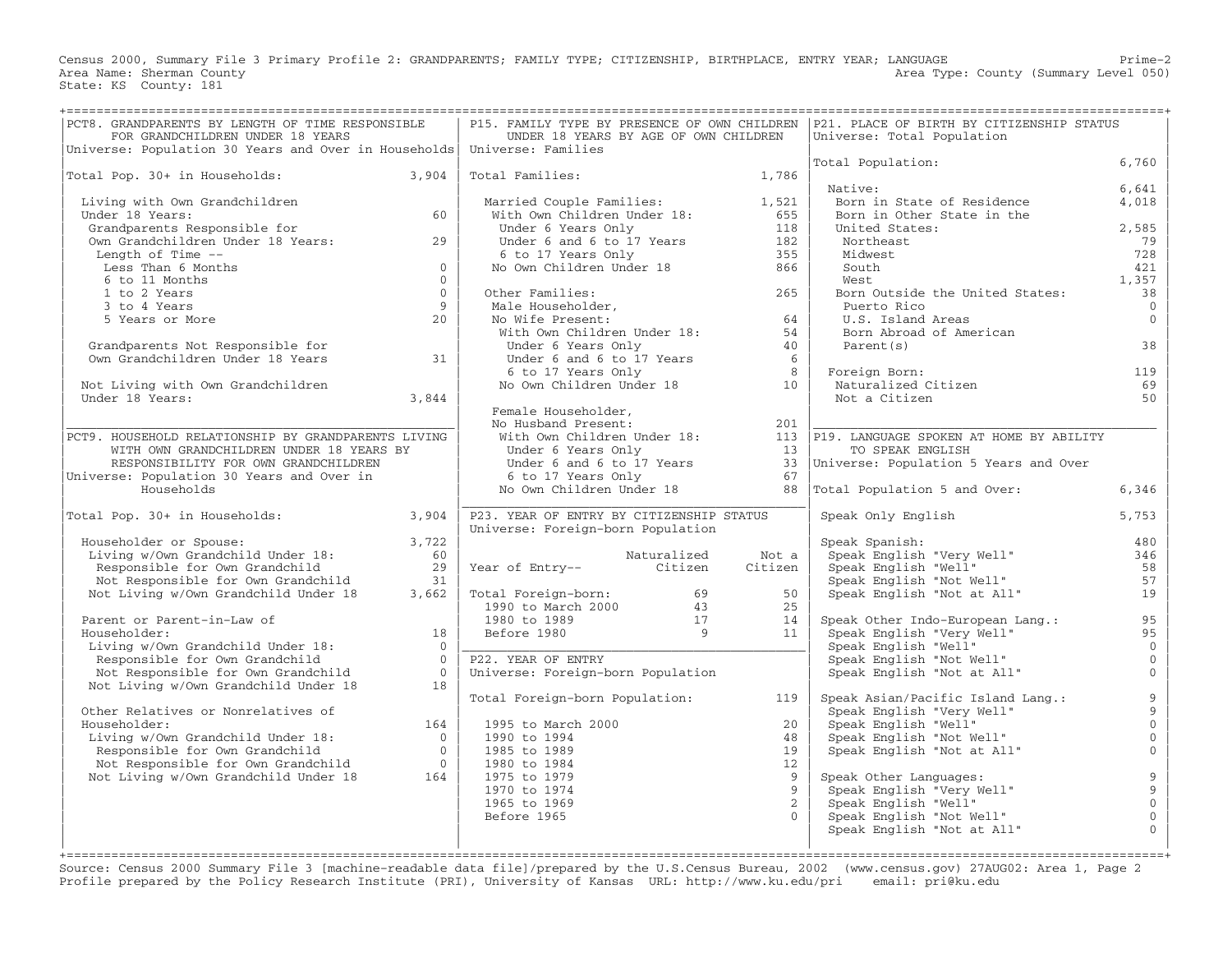Census 2000, Summary File 3 Primary Profile 2: GRANDPARENTS; FAMILY TYPE; CITIZENSHIP, BIRTHPLACE, ENTRY YEAR; LANGUAGE

Area Name: Sherman County — Area Type: County (Summary Level 050)

State: KS County: 181

## PCT8. GRANDPARENTS BY LENGTH OF TIME RESPONSIBLE FOR GRANDCHILDREN UNDER 18 YEARS

Universe: Population 30 Years and Over in Households

| | |
|---|---|
| Total Pop. 30+ in Households: | 3,904 |
| Living with Own Grandchildren Under 18 Years: | 60 |
| Grandparents Responsible for Own Grandchildren Under 18 Years: | 29 |
| Length of Time -- | |
| Less Than 6 Months | 0 |
| 6 to 11 Months | 0 |
| 1 to 2 Years | 0 |
| 3 to 4 Years | 9 |
| 5 Years or More | 20 |
| Grandparents Not Responsible for Own Grandchildren Under 18 Years | 31 |
| Not Living with Own Grandchildren Under 18 Years: | 3,844 |

## PCT9. HOUSEHOLD RELATIONSHIP BY GRANDPARENTS LIVING WITH OWN GRANDCHILDREN UNDER 18 YEARS BY RESPONSIBILITY FOR OWN GRANDCHILDREN

Universe: Population 30 Years and Over in Households

| | |
|---|---|
| Total Pop. 30+ in Households: | 3,904 |
| Householder or Spouse: | 3,722 |
| Living w/Own Grandchild Under 18: | 60 |
| Responsible for Own Grandchild | 29 |
| Not Responsible for Own Grandchild | 31 |
| Not Living w/Own Grandchild Under 18 | 3,662 |
| Parent or Parent-in-Law of Householder: | 18 |
| Living w/Own Grandchild Under 18: | 0 |
| Responsible for Own Grandchild | 0 |
| Not Responsible for Own Grandchild | 0 |
| Not Living w/Own Grandchild Under 18 | 18 |
| Other Relatives or Nonrelatives of Householder: | 164 |
| Living w/Own Grandchild Under 18: | 0 |
| Responsible for Own Grandchild | 0 |
| Not Responsible for Own Grandchild | 0 |
| Not Living w/Own Grandchild Under 18 | 164 |

## P15. FAMILY TYPE BY PRESENCE OF OWN CHILDREN UNDER 18 YEARS BY AGE OF OWN CHILDREN

Universe: Families

| | |
|---|---|
| Total Families: | 1,786 |
| Married Couple Families: | 1,521 |
| With Own Children Under 18: | 655 |
| Under 6 Years Only | 118 |
| Under 6 and 6 to 17 Years | 182 |
| 6 to 17 Years Only | 355 |
| No Own Children Under 18 | 866 |
| Other Families: | 265 |
| Male Householder, No Wife Present: | 64 |
| With Own Children Under 18: | 54 |
| Under 6 Years Only | 40 |
| Under 6 and 6 to 17 Years | 6 |
| 6 to 17 Years Only | 8 |
| No Own Children Under 18 | 10 |
| Female Householder, No Husband Present: | 201 |
| With Own Children Under 18: | 113 |
| Under 6 Years Only | 13 |
| Under 6 and 6 to 17 Years | 33 |
| 6 to 17 Years Only | 67 |
| No Own Children Under 18 | 88 |

## P23. YEAR OF ENTRY BY CITIZENSHIP STATUS

Universe: Foreign-born Population

| Year of Entry-- | Naturalized Citizen | Not a Citizen |
|---|---|---|
| Total Foreign-born: | 69 | 50 |
| 1990 to March 2000 | 43 | 25 |
| 1980 to 1989 | 17 | 14 |
| Before 1980 | 9 | 11 |

## P22. YEAR OF ENTRY

Universe: Foreign-born Population

| | |
|---|---|
| Total Foreign-born Population: | 119 |
| 1995 to March 2000 | 20 |
| 1990 to 1994 | 48 |
| 1985 to 1989 | 19 |
| 1980 to 1984 | 12 |
| 1975 to 1979 | 9 |
| 1970 to 1974 | 9 |
| 1965 to 1969 | 2 |
| Before 1965 | 0 |

## P21. PLACE OF BIRTH BY CITIZENSHIP STATUS

Universe: Total Population

| | |
|---|---|
| Total Population: | 6,760 |
| Native: | 6,641 |
| Born in State of Residence | 4,018 |
| Born in Other State in the United States: | 2,585 |
| Northeast | 79 |
| Midwest | 728 |
| South | 421 |
| West | 1,357 |
| Born Outside the United States: | 38 |
| Puerto Rico | 0 |
| U.S. Island Areas | 0 |
| Born Abroad of American Parent(s) | 38 |
| Foreign Born: | 119 |
| Naturalized Citizen | 69 |
| Not a Citizen | 50 |

## P19. LANGUAGE SPOKEN AT HOME BY ABILITY TO SPEAK ENGLISH

Universe: Population 5 Years and Over

| | |
|---|---|
| Total Population 5 and Over: | 6,346 |
| Speak Only English | 5,753 |
| Speak Spanish: | 480 |
| Speak English "Very Well" | 346 |
| Speak English "Well" | 58 |
| Speak English "Not Well" | 57 |
| Speak English "Not at All" | 19 |
| Speak Other Indo-European Lang.: | 95 |
| Speak English "Very Well" | 95 |
| Speak English "Well" | 0 |
| Speak English "Not Well" | 0 |
| Speak English "Not at All" | 0 |
| Speak Asian/Pacific Island Lang.: | 9 |
| Speak English "Very Well" | 9 |
| Speak English "Well" | 0 |
| Speak English "Not Well" | 0 |
| Speak English "Not at All" | 0 |
| Speak Other Languages: | 9 |
| Speak English "Very Well" | 9 |
| Speak English "Well" | 0 |
| Speak English "Not Well" | 0 |
| Speak English "Not at All" | 0 |

Source: Census 2000 Summary File 3 [machine-readable data file]/prepared by the U.S.Census Bureau, 2002 (www.census.gov) 27AUG02: Area 1, Page 2

Profile prepared by the Policy Research Institute (PRI), University of Kansas URL: http://www.ku.edu/pri email: pri@ku.edu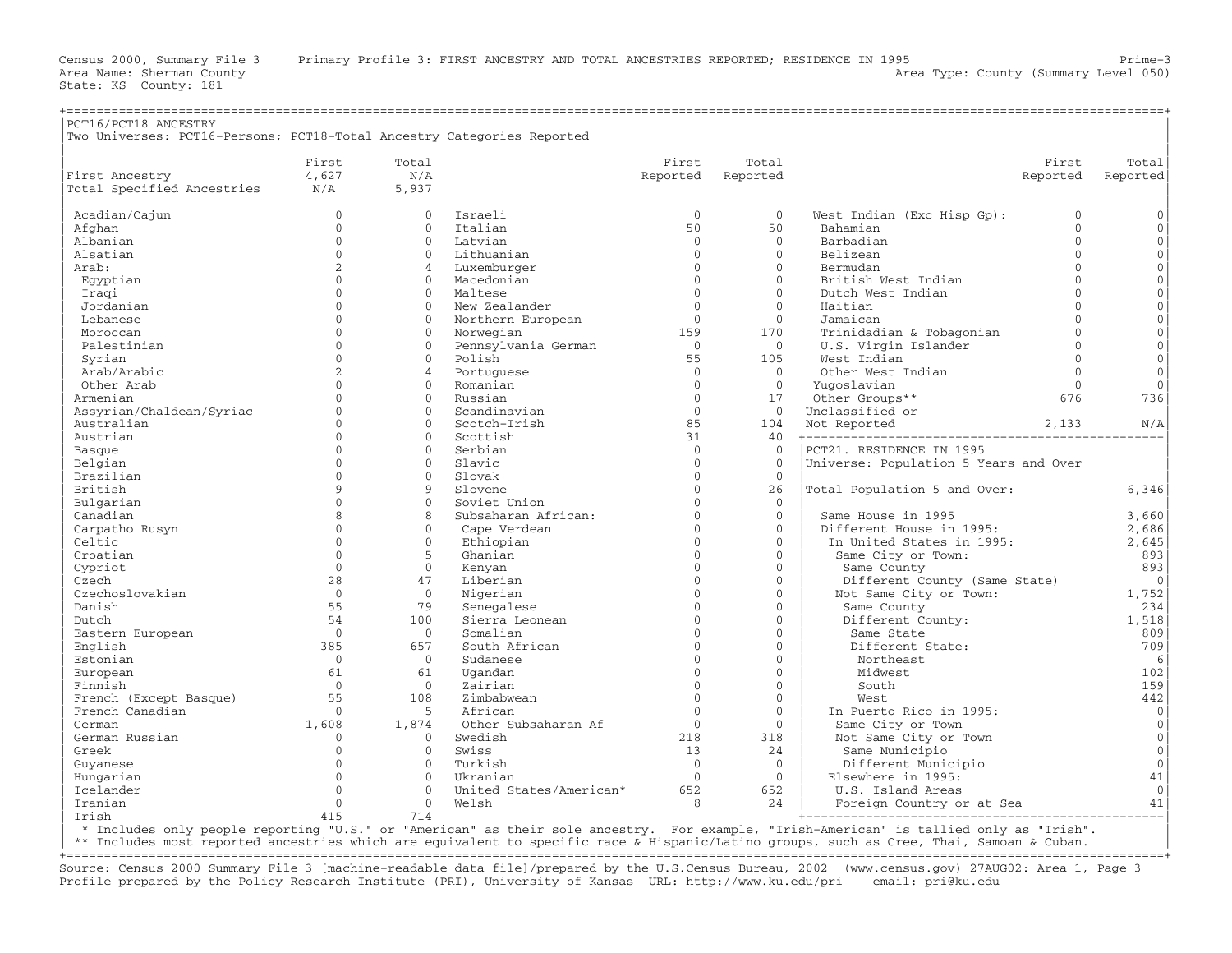Census 2000, Summary File 3 Primary Profile 3: FIRST ANCESTRY AND TOTAL ANCESTRIES REPORTED; RESIDENCE IN 1995 Prime-3
Area Name: Sherman County Area Type: County (Summary Level 050)
State: KS County: 181

## PCT16/PCT18 ANCESTRY

Two Universes: PCT16-Persons; PCT18-Total Ancestry Categories Reported

| | First | Total |
|---|---|---|
| First Ancestry | 4,627 | N/A |
| Total Specified Ancestries | N/A | 5,937 |

| Ancestry | First Reported | Total Reported |
|---|---|---|
| Acadian/Cajun | 0 | 0 |
| Afghan | 0 | 0 |
| Albanian | 0 | 0 |
| Alsatian | 0 | 0 |
| Arab: | 2 | 4 |
| Egyptian | 0 | 0 |
| Iraqi | 0 | 0 |
| Jordanian | 0 | 0 |
| Lebanese | 0 | 0 |
| Moroccan | 0 | 0 |
| Palestinian | 0 | 0 |
| Syrian | 0 | 0 |
| Arab/Arabic | 2 | 4 |
| Other Arab | 0 | 0 |
| Armenian | 0 | 0 |
| Assyrian/Chaldean/Syriac | 0 | 0 |
| Australian | 0 | 0 |
| Austrian | 0 | 0 |
| Basque | 0 | 0 |
| Belgian | 0 | 0 |
| Brazilian | 0 | 0 |
| British | 9 | 9 |
| Bulgarian | 0 | 0 |
| Canadian | 8 | 8 |
| Carpatho Rusyn | 0 | 0 |
| Celtic | 0 | 0 |
| Croatian | 0 | 5 |
| Cypriot | 0 | 0 |
| Czech | 28 | 47 |
| Czechoslovakian | 0 | 0 |
| Danish | 55 | 79 |
| Dutch | 54 | 100 |
| Eastern European | 0 | 0 |
| English | 385 | 657 |
| Estonian | 0 | 0 |
| European | 61 | 61 |
| Finnish | 0 | 0 |
| French (Except Basque) | 55 | 108 |
| French Canadian | 0 | 5 |
| German | 1,608 | 1,874 |
| German Russian | 0 | 0 |
| Greek | 0 | 0 |
| Guyanese | 0 | 0 |
| Hungarian | 0 | 0 |
| Icelander | 0 | 0 |
| Iranian | 0 | 0 |
| Irish | 415 | 714 |
| Israeli | 0 | 0 |
| Italian | 50 | 50 |
| Latvian | 0 | 0 |
| Lithuanian | 0 | 0 |
| Luxemburger | 0 | 0 |
| Macedonian | 0 | 0 |
| Maltese | 0 | 0 |
| New Zealander | 0 | 0 |
| Northern European | 0 | 0 |
| Norwegian | 159 | 170 |
| Pennsylvania German | 0 | 0 |
| Polish | 55 | 105 |
| Portuguese | 0 | 0 |
| Romanian | 0 | 0 |
| Russian | 0 | 17 |
| Scandinavian | 0 | 0 |
| Scotch-Irish | 85 | 104 |
| Scottish | 31 | 40 |
| Serbian | 0 | 0 |
| Slavic | 0 | 0 |
| Slovak | 0 | 0 |
| Slovene | 0 | 26 |
| Soviet Union | 0 | 0 |
| Subsaharan African: | 0 | 0 |
| Cape Verdean | 0 | 0 |
| Ethiopian | 0 | 0 |
| Ghanian | 0 | 0 |
| Kenyan | 0 | 0 |
| Liberian | 0 | 0 |
| Nigerian | 0 | 0 |
| Senegalese | 0 | 0 |
| Sierra Leonean | 0 | 0 |
| Somalian | 0 | 0 |
| South African | 0 | 0 |
| Sudanese | 0 | 0 |
| Ugandan | 0 | 0 |
| Zairian | 0 | 0 |
| Zimbabwean | 0 | 0 |
| African | 0 | 0 |
| Other Subsaharan Af | 0 | 0 |
| Swedish | 218 | 318 |
| Swiss | 13 | 24 |
| Turkish | 0 | 0 |
| Ukranian | 0 | 0 |
| United States/American* | 652 | 652 |
| Welsh | 8 | 24 |
| West Indian (Exc Hisp Gp): | 0 | 0 |
| Bahamian | 0 | 0 |
| Barbadian | 0 | 0 |
| Belizean | 0 | 0 |
| Bermudan | 0 | 0 |
| British West Indian | 0 | 0 |
| Dutch West Indian | 0 | 0 |
| Haitian | 0 | 0 |
| Jamaican | 0 | 0 |
| Trinidadian & Tobagonian | 0 | 0 |
| U.S. Virgin Islander | 0 | 0 |
| West Indian | 0 | 0 |
| Other West Indian | 0 | 0 |
| Yugoslavian | 0 | 0 |
| Other Groups** | 676 | 736 |
| Unclassified or Not Reported | 2,133 | N/A |

\* Includes only people reporting "U.S." or "American" as their sole ancestry. For example, "Irish-American" is tallied only as "Irish".
** Includes most reported ancestries which are equivalent to specific race & Hispanic/Latino groups, such as Cree, Thai, Samoan & Cuban.

## PCT21. RESIDENCE IN 1995

Universe: Population 5 Years and Over

| | |
|---|---|
| Total Population 5 and Over: | 6,346 |
| Same House in 1995 | 3,660 |
| Different House in 1995: | 2,686 |
| In United States in 1995: | 2,645 |
| Same City or Town: | 893 |
| Same County | 893 |
| Different County (Same State) | 0 |
| Not Same City or Town: | 1,752 |
| Same County | 234 |
| Different County: | 1,518 |
| Same State | 809 |
| Different State: | 709 |
| Northeast | 6 |
| Midwest | 102 |
| South | 159 |
| West | 442 |
| In Puerto Rico in 1995: | 0 |
| Same City or Town | 0 |
| Not Same City or Town | 0 |
| Same Municipio | 0 |
| Different Municipio | 0 |
| Elsewhere in 1995: | 41 |
| U.S. Island Areas | 0 |
| Foreign Country or at Sea | 41 |

Source: Census 2000 Summary File 3 [machine-readable data file]/prepared by the U.S.Census Bureau, 2002 (www.census.gov) 27AUG02: Area 1, Page 3
Profile prepared by the Policy Research Institute (PRI), University of Kansas URL: http://www.ku.edu/pri email: pri@ku.edu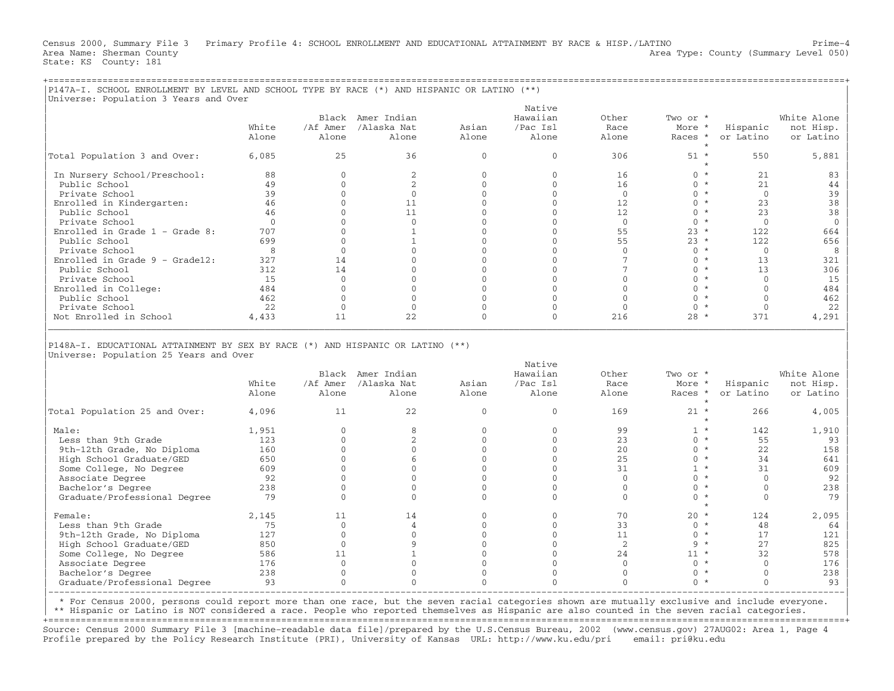Census 2000, Summary File 3 Primary Profile 4: SCHOOL ENROLLMENT AND EDUCATIONAL ATTAINMENT BY RACE & HISP./LATINO Prime-4
Area Name: Sherman County Area Type: County (Summary Level 050)
State: KS County: 181

## P147A-I. SCHOOL ENROLLMENT BY LEVEL AND SCHOOL TYPE BY RACE (*) AND HISPANIC OR LATINO (**)

Universe: Population 3 Years and Over

| | White Alone | Black /Af Amer Alone | Amer Indian /Alaska Nat Alone | Asian Alone | Native Hawaiian /Pac Isl Alone | Other Race Alone | Two or More Races * | Hispanic or Latino | White Alone not Hisp. or Latino |
|---|---|---|---|---|---|---|---|---|---|
| Total Population 3 and Over: | 6,085 | 25 | 36 | 0 | 0 | 306 | 51 | 550 | 5,881 |
| In Nursery School/Preschool: | 88 | 0 | 2 | 0 | 0 | 16 | 0 | 21 | 83 |
| Public School | 49 | 0 | 2 | 0 | 0 | 16 | 0 | 21 | 44 |
| Private School | 39 | 0 | 0 | 0 | 0 | 0 | 0 | 0 | 39 |
| Enrolled in Kindergarten: | 46 | 0 | 11 | 0 | 0 | 12 | 0 | 23 | 38 |
| Public School | 46 | 0 | 11 | 0 | 0 | 12 | 0 | 23 | 38 |
| Private School | 0 | 0 | 0 | 0 | 0 | 0 | 0 | 0 | 0 |
| Enrolled in Grade 1 - Grade 8: | 707 | 0 | 1 | 0 | 0 | 55 | 23 | 122 | 664 |
| Public School | 699 | 0 | 1 | 0 | 0 | 55 | 23 | 122 | 656 |
| Private School | 8 | 0 | 0 | 0 | 0 | 0 | 0 | 0 | 8 |
| Enrolled in Grade 9 - Grade12: | 327 | 14 | 0 | 0 | 0 | 7 | 0 | 13 | 321 |
| Public School | 312 | 14 | 0 | 0 | 0 | 7 | 0 | 13 | 306 |
| Private School | 15 | 0 | 0 | 0 | 0 | 0 | 0 | 0 | 15 |
| Enrolled in College: | 484 | 0 | 0 | 0 | 0 | 0 | 0 | 0 | 484 |
| Public School | 462 | 0 | 0 | 0 | 0 | 0 | 0 | 0 | 462 |
| Private School | 22 | 0 | 0 | 0 | 0 | 0 | 0 | 0 | 22 |
| Not Enrolled in School | 4,433 | 11 | 22 | 0 | 0 | 216 | 28 | 371 | 4,291 |

## P148A-I. EDUCATIONAL ATTAINMENT BY SEX BY RACE (*) AND HISPANIC OR LATINO (**)

Universe: Population 25 Years and Over

| | White Alone | Black /Af Amer Alone | Amer Indian /Alaska Nat Alone | Asian Alone | Native Hawaiian /Pac Isl Alone | Other Race Alone | Two or More Races * | Hispanic or Latino | White Alone not Hisp. or Latino |
|---|---|---|---|---|---|---|---|---|---|
| Total Population 25 and Over: | 4,096 | 11 | 22 | 0 | 0 | 169 | 21 | 266 | 4,005 |
| Male: | 1,951 | 0 | 8 | 0 | 0 | 99 | 1 | 142 | 1,910 |
| Less than 9th Grade | 123 | 0 | 2 | 0 | 0 | 23 | 0 | 55 | 93 |
| 9th-12th Grade, No Diploma | 160 | 0 | 0 | 0 | 0 | 20 | 0 | 22 | 158 |
| High School Graduate/GED | 650 | 0 | 6 | 0 | 0 | 25 | 0 | 34 | 641 |
| Some College, No Degree | 609 | 0 | 0 | 0 | 0 | 31 | 1 | 31 | 609 |
| Associate Degree | 92 | 0 | 0 | 0 | 0 | 0 | 0 | 0 | 92 |
| Bachelor's Degree | 238 | 0 | 0 | 0 | 0 | 0 | 0 | 0 | 238 |
| Graduate/Professional Degree | 79 | 0 | 0 | 0 | 0 | 0 | 0 | 0 | 79 |
| Female: | 2,145 | 11 | 14 | 0 | 0 | 70 | 20 | 124 | 2,095 |
| Less than 9th Grade | 75 | 0 | 4 | 0 | 0 | 33 | 0 | 48 | 64 |
| 9th-12th Grade, No Diploma | 127 | 0 | 0 | 0 | 0 | 11 | 0 | 17 | 121 |
| High School Graduate/GED | 850 | 0 | 9 | 0 | 0 | 2 | 9 | 27 | 825 |
| Some College, No Degree | 586 | 11 | 1 | 0 | 0 | 24 | 11 | 32 | 578 |
| Associate Degree | 176 | 0 | 0 | 0 | 0 | 0 | 0 | 0 | 176 |
| Bachelor's Degree | 238 | 0 | 0 | 0 | 0 | 0 | 0 | 0 | 238 |
| Graduate/Professional Degree | 93 | 0 | 0 | 0 | 0 | 0 | 0 | 0 | 93 |

* For Census 2000, persons could report more than one race, but the seven racial categories shown are mutually exclusive and include everyone.
** Hispanic or Latino is NOT considered a race. People who reported themselves as Hispanic are also counted in the seven racial categories.

Source: Census 2000 Summary File 3 [machine-readable data file]/prepared by the U.S.Census Bureau, 2002 (www.census.gov) 27AUG02: Area 1, Page 4
Profile prepared by the Policy Research Institute (PRI), University of Kansas URL: http://www.ku.edu/pri email: pri@ku.edu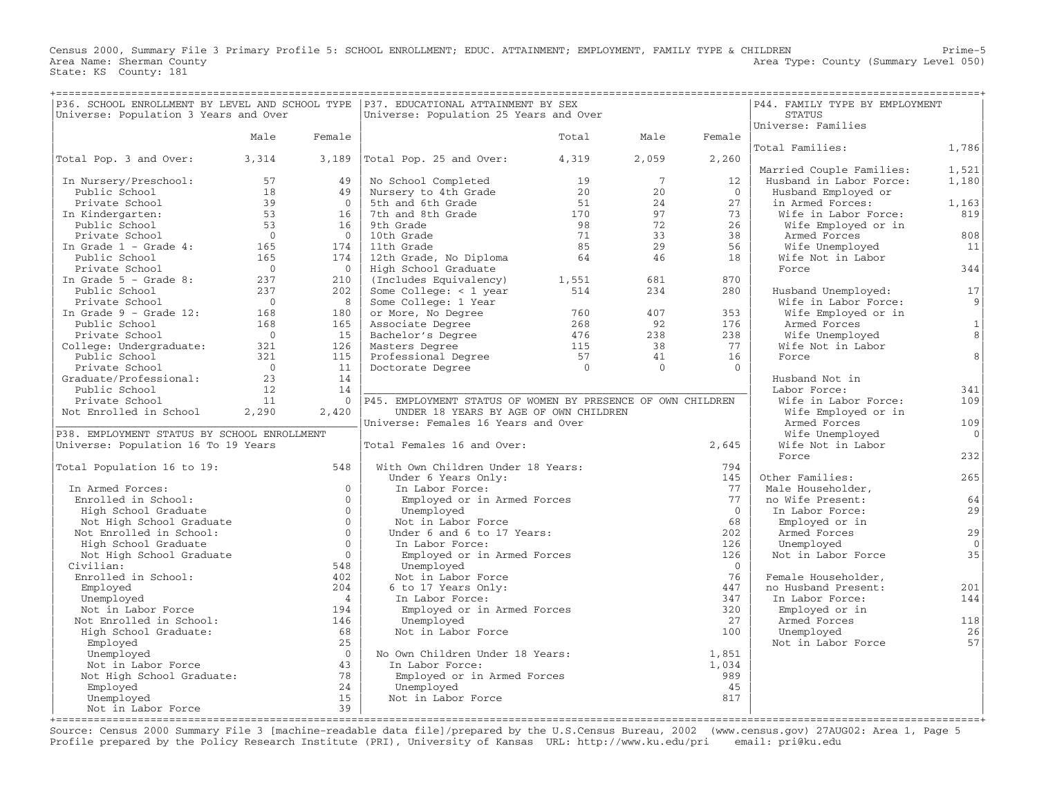Census 2000, Summary File 3 Primary Profile 5: SCHOOL ENROLLMENT; EDUC. ATTAINMENT; EMPLOYMENT, FAMILY TYPE & CHILDREN

Area Name: Sherman County
State: KS County: 181

Area Type: County (Summary Level 050)

## P36. SCHOOL ENROLLMENT BY LEVEL AND SCHOOL TYPE

Universe: Population 3 Years and Over

| | Male | Female |
|---|---|---|
| Total Pop. 3 and Over: | 3,314 | 3,189 |
| In Nursery/Preschool: | 57 | 49 |
| Public School | 18 | 49 |
| Private School | 39 | 0 |
| In Kindergarten: | 53 | 16 |
| Public School | 53 | 16 |
| Private School | 0 | 0 |
| In Grade 1 - Grade 4: | 165 | 174 |
| Public School | 165 | 174 |
| Private School | 0 | 0 |
| In Grade 5 - Grade 8: | 237 | 210 |
| Public School | 237 | 202 |
| Private School | 0 | 8 |
| In Grade 9 - Grade 12: | 168 | 180 |
| Public School | 168 | 165 |
| Private School | 0 | 15 |
| College: Undergraduate: | 321 | 126 |
| Public School | 321 | 115 |
| Private School | 0 | 11 |
| Graduate/Professional: | 23 | 14 |
| Public School | 12 | 14 |
| Private School | 11 | 0 |
| Not Enrolled in School | 2,290 | 2,420 |

## P38. EMPLOYMENT STATUS BY SCHOOL ENROLLMENT

Universe: Population 16 To 19 Years

| | |
|---|---|
| Total Population 16 to 19: | 548 |
| In Armed Forces: | 0 |
| Enrolled in School: | 0 |
| High School Graduate | 0 |
| Not High School Graduate | 0 |
| Not Enrolled in School: | 0 |
| High School Graduate | 0 |
| Not High School Graduate | 0 |
| Civilian: | 548 |
| Enrolled in School: | 402 |
| Employed | 204 |
| Unemployed | 4 |
| Not in Labor Force | 194 |
| Not Enrolled in School: | 146 |
| High School Graduate: | 68 |
| Employed | 25 |
| Unemployed | 0 |
| Not in Labor Force | 43 |
| Not High School Graduate: | 78 |
| Employed | 24 |
| Unemployed | 15 |
| Not in Labor Force | 39 |

## P37. EDUCATIONAL ATTAINMENT BY SEX

Universe: Population 25 Years and Over

| | Total | Male | Female |
|---|---|---|---|
| Total Pop. 25 and Over: | 4,319 | 2,059 | 2,260 |
| No School Completed | 19 | 7 | 12 |
| Nursery to 4th Grade | 20 | 20 | 0 |
| 5th and 6th Grade | 51 | 24 | 27 |
| 7th and 8th Grade | 170 | 97 | 73 |
| 9th Grade | 98 | 72 | 26 |
| 10th Grade | 71 | 33 | 38 |
| 11th Grade | 85 | 29 | 56 |
| 12th Grade, No Diploma | 64 | 46 | 18 |
| High School Graduate (Includes Equivalency) | 1,551 | 681 | 870 |
| Some College: < 1 year | 514 | 234 | 280 |
| Some College: 1 Year or More, No Degree | 760 | 407 | 353 |
| Associate Degree | 268 | 92 | 176 |
| Bachelor's Degree | 476 | 238 | 238 |
| Masters Degree | 115 | 38 | 77 |
| Professional Degree | 57 | 41 | 16 |
| Doctorate Degree | 0 | 0 | 0 |

## P45. EMPLOYMENT STATUS OF WOMEN BY PRESENCE OF OWN CHILDREN UNDER 18 YEARS BY AGE OF OWN CHILDREN

Universe: Females 16 Years and Over

| | |
|---|---|
| Total Females 16 and Over: | 2,645 |
| With Own Children Under 18 Years: | 794 |
| Under 6 Years Only: | 145 |
| In Labor Force: | 77 |
| Employed or in Armed Forces | 77 |
| Unemployed | 0 |
| Not in Labor Force | 68 |
| Under 6 and 6 to 17 Years: | 202 |
| In Labor Force: | 126 |
| Employed or in Armed Forces | 126 |
| Unemployed | 0 |
| Not in Labor Force | 76 |
| 6 to 17 Years Only: | 447 |
| In Labor Force: | 347 |
| Employed or in Armed Forces | 320 |
| Unemployed | 27 |
| Not in Labor Force | 100 |
| No Own Children Under 18 Years: | 1,851 |
| In Labor Force: | 1,034 |
| Employed or in Armed Forces | 989 |
| Unemployed | 45 |
| Not in Labor Force | 817 |

## P44. FAMILY TYPE BY EMPLOYMENT STATUS

Universe: Families

| | |
|---|---|
| Total Families: | 1,786 |
| Married Couple Families: | 1,521 |
| Husband in Labor Force: | 1,180 |
| Husband Employed or in Armed Forces: | 1,163 |
| Wife in Labor Force: | 819 |
| Wife Employed or in Armed Forces | 808 |
| Wife Unemployed | 11 |
| Wife Not in Labor Force | 344 |
| Husband Unemployed: | 17 |
| Wife in Labor Force: | 9 |
| Wife Employed or in Armed Forces | 1 |
| Wife Unemployed | 8 |
| Wife Not in Labor Force | 8 |
| Husband Not in Labor Force: | 341 |
| Wife in Labor Force: | 109 |
| Wife Employed or in Armed Forces | 109 |
| Wife Unemployed | 0 |
| Wife Not in Labor Force | 232 |
| Other Families: | 265 |
| Male Householder, no Wife Present: | 64 |
| In Labor Force: | 29 |
| Employed or in Armed Forces | 29 |
| Unemployed | 0 |
| Not in Labor Force | 35 |
| Female Householder, no Husband Present: | 201 |
| In Labor Force: | 144 |
| Employed or in Armed Forces | 118 |
| Unemployed | 26 |
| Not in Labor Force | 57 |

Source: Census 2000 Summary File 3 [machine-readable data file]/prepared by the U.S.Census Bureau, 2002 (www.census.gov) 27AUG02: Area 1, Page 5
Profile prepared by the Policy Research Institute (PRI), University of Kansas URL: http://www.ku.edu/pri email: pri@ku.edu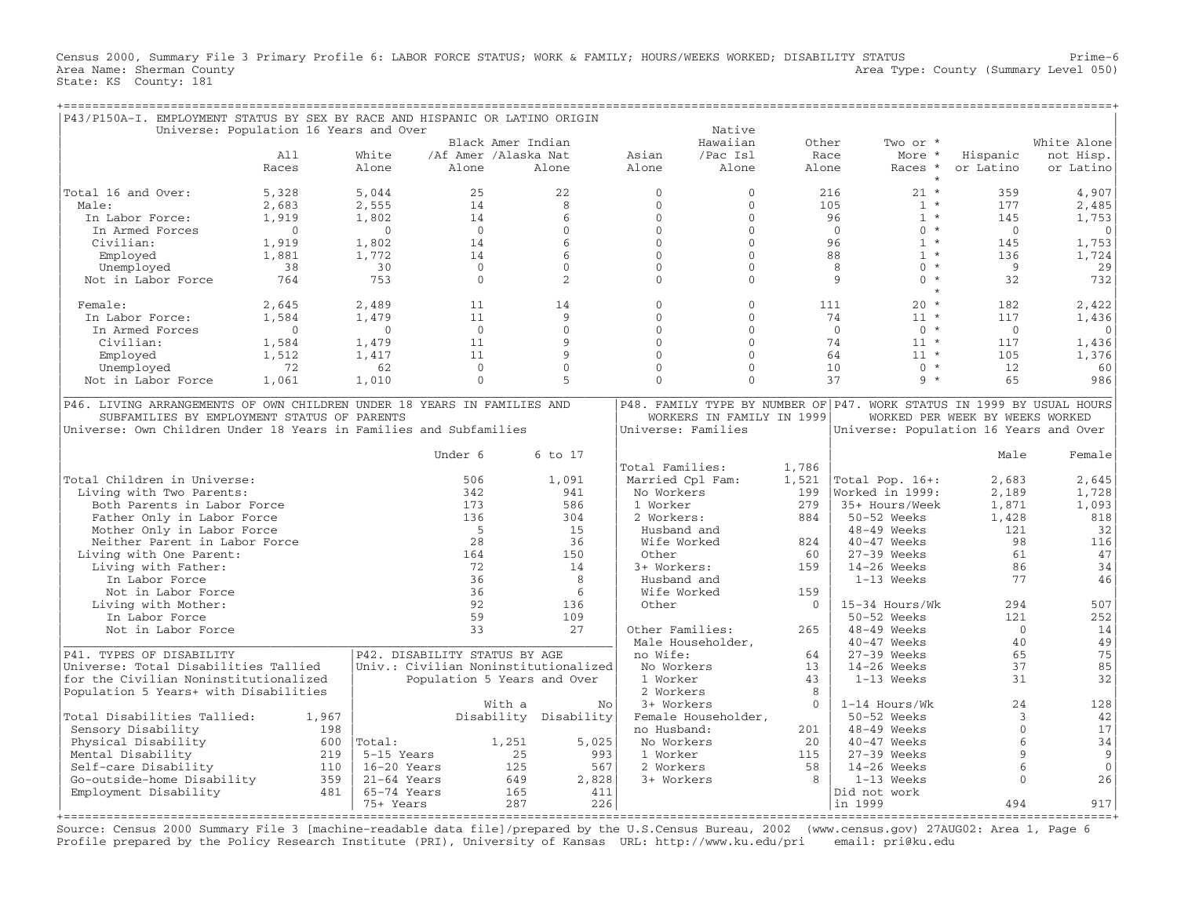Census 2000, Summary File 3 Primary Profile 6: LABOR FORCE STATUS; WORK & FAMILY; HOURS/WEEKS WORKED; DISABILITY STATUS

Area Name: Sherman County
State: KS County: 181

Area Type: County (Summary Level 050)

## P43/P150A-I. EMPLOYMENT STATUS BY SEX BY RACE AND HISPANIC OR LATINO ORIGIN

Universe: Population 16 Years and Over

| | All Races | White Alone | Black /Af Amer Alone | Amer Indian /Alaska Nat Alone | Asian Alone | Native Hawaiian /Pac Isl Alone | Other Race Alone | Two or More Races * | Hispanic or Latino | White Alone not Hisp. or Latino |
|---|---|---|---|---|---|---|---|---|---|---|
| Total 16 and Over: | 5,328 | 5,044 | 25 | 22 | 0 | 0 | 216 | 21 * | 359 | 4,907 |
| Male: | 2,683 | 2,555 | 14 | 8 | 0 | 0 | 105 | 1 * | 177 | 2,485 |
| In Labor Force: | 1,919 | 1,802 | 14 | 6 | 0 | 0 | 96 | 1 * | 145 | 1,753 |
| In Armed Forces | 0 | 0 | 0 | 0 | 0 | 0 | 0 | 0 * | 0 | 0 |
| Civilian: | 1,919 | 1,802 | 14 | 6 | 0 | 0 | 96 | 1 * | 145 | 1,753 |
| Employed | 1,881 | 1,772 | 14 | 6 | 0 | 0 | 88 | 1 * | 136 | 1,724 |
| Unemployed | 38 | 30 | 0 | 0 | 0 | 0 | 8 | 0 * | 9 | 29 |
| Not in Labor Force | 764 | 753 | 0 | 2 | 0 | 0 | 9 | 0 * | 32 | 732 |
| Female: | 2,645 | 2,489 | 11 | 14 | 0 | 0 | 111 | 20 * | 182 | 2,422 |
| In Labor Force: | 1,584 | 1,479 | 11 | 9 | 0 | 0 | 74 | 11 * | 117 | 1,436 |
| In Armed Forces | 0 | 0 | 0 | 0 | 0 | 0 | 0 | 0 * | 0 | 0 |
| Civilian: | 1,584 | 1,479 | 11 | 9 | 0 | 0 | 74 | 11 * | 117 | 1,436 |
| Employed | 1,512 | 1,417 | 11 | 9 | 0 | 0 | 64 | 11 * | 105 | 1,376 |
| Unemployed | 72 | 62 | 0 | 0 | 0 | 0 | 10 | 0 * | 12 | 60 |
| Not in Labor Force | 1,061 | 1,010 | 0 | 5 | 0 | 0 | 37 | 9 * | 65 | 986 |

## P46. LIVING ARRANGEMENTS OF OWN CHILDREN UNDER 18 YEARS IN FAMILIES AND SUBFAMILIES BY EMPLOYMENT STATUS OF PARENTS

Universe: Own Children Under 18 Years in Families and Subfamilies

| | Under 6 | 6 to 17 |
|---|---|---|
| Total Children in Universe: | 506 | 1,091 |
| Living with Two Parents: | 342 | 941 |
| Both Parents in Labor Force | 173 | 586 |
| Father Only in Labor Force | 136 | 304 |
| Mother Only in Labor Force | 5 | 15 |
| Neither Parent in Labor Force | 28 | 36 |
| Living with One Parent: | 164 | 150 |
| Living with Father: | 72 | 14 |
| In Labor Force | 36 | 8 |
| Not in Labor Force | 36 | 6 |
| Living with Mother: | 92 | 136 |
| In Labor Force | 59 | 109 |
| Not in Labor Force | 33 | 27 |

## P48. FAMILY TYPE BY NUMBER OF WORKERS IN FAMILY IN 1999

Universe: Families

| | |
|---|---|
| Total Families: | 1,786 |
| Married Cpl Fam: | 1,521 |
| No Workers | 199 |
| 1 Worker | 279 |
| 2 Workers: | 884 |
| Husband and Wife Worked | 824 |
| Other | 60 |
| 3+ Workers: | 159 |
| Husband and Wife Worked | 159 |
| Other | 0 |
| Other Families: | 265 |
| Male Householder, no Wife: | 64 |
| No Workers | 13 |
| 1 Worker | 43 |
| 2 Workers | 8 |
| 3+ Workers | 0 |
| Female Householder, no Husband: | 201 |
| No Workers | 20 |
| 1 Worker | 115 |
| 2 Workers | 58 |
| 3+ Workers | 8 |

## P47. WORK STATUS IN 1999 BY USUAL HOURS WORKED PER WEEK BY WEEKS WORKED

Universe: Population 16 Years and Over

| | Male | Female |
|---|---|---|
| Total Pop. 16+: | 2,683 | 2,645 |
| Worked in 1999: | 2,189 | 1,728 |
| 35+ Hours/Week | 1,871 | 1,093 |
| 50-52 Weeks | 1,428 | 818 |
| 48-49 Weeks | 121 | 32 |
| 40-47 Weeks | 98 | 116 |
| 27-39 Weeks | 61 | 47 |
| 14-26 Weeks | 86 | 34 |
| 1-13 Weeks | 77 | 46 |
| 15-34 Hours/Wk | 294 | 507 |
| 50-52 Weeks | 121 | 252 |
| 48-49 Weeks | 0 | 14 |
| 40-47 Weeks | 40 | 49 |
| 27-39 Weeks | 65 | 75 |
| 14-26 Weeks | 37 | 85 |
| 1-13 Weeks | 31 | 32 |
| 1-14 Hours/Wk | 24 | 128 |
| 50-52 Weeks | 3 | 42 |
| 48-49 Weeks | 0 | 17 |
| 40-47 Weeks | 6 | 34 |
| 27-39 Weeks | 9 | 9 |
| 14-26 Weeks | 6 | 0 |
| 1-13 Weeks | 0 | 26 |
| Did not work in 1999 | 494 | 917 |

## P41. TYPES OF DISABILITY

Universe: Total Disabilities Tallied for the Civilian Noninstitutionalized Population 5 Years+ with Disabilities

| | |
|---|---|
| Total Disabilities Tallied: | 1,967 |
| Sensory Disability | 198 |
| Physical Disability | 600 |
| Mental Disability | 219 |
| Self-care Disability | 110 |
| Go-outside-home Disability | 359 |
| Employment Disability | 481 |

## P42. DISABILITY STATUS BY AGE

Univ.: Civilian Noninstitutionalized Population 5 Years and Over

| | With a Disability | No Disability |
|---|---|---|
| Total: | 1,251 | 5,025 |
| 5-15 Years | 25 | 993 |
| 16-20 Years | 125 | 567 |
| 21-64 Years | 649 | 2,828 |
| 65-74 Years | 165 | 411 |
| 75+ Years | 287 | 226 |

Source: Census 2000 Summary File 3 [machine-readable data file]/prepared by the U.S.Census Bureau, 2002 (www.census.gov) 27AUG02: Area 1, Page 6
Profile prepared by the Policy Research Institute (PRI), University of Kansas URL: http://www.ku.edu/pri email: pri@ku.edu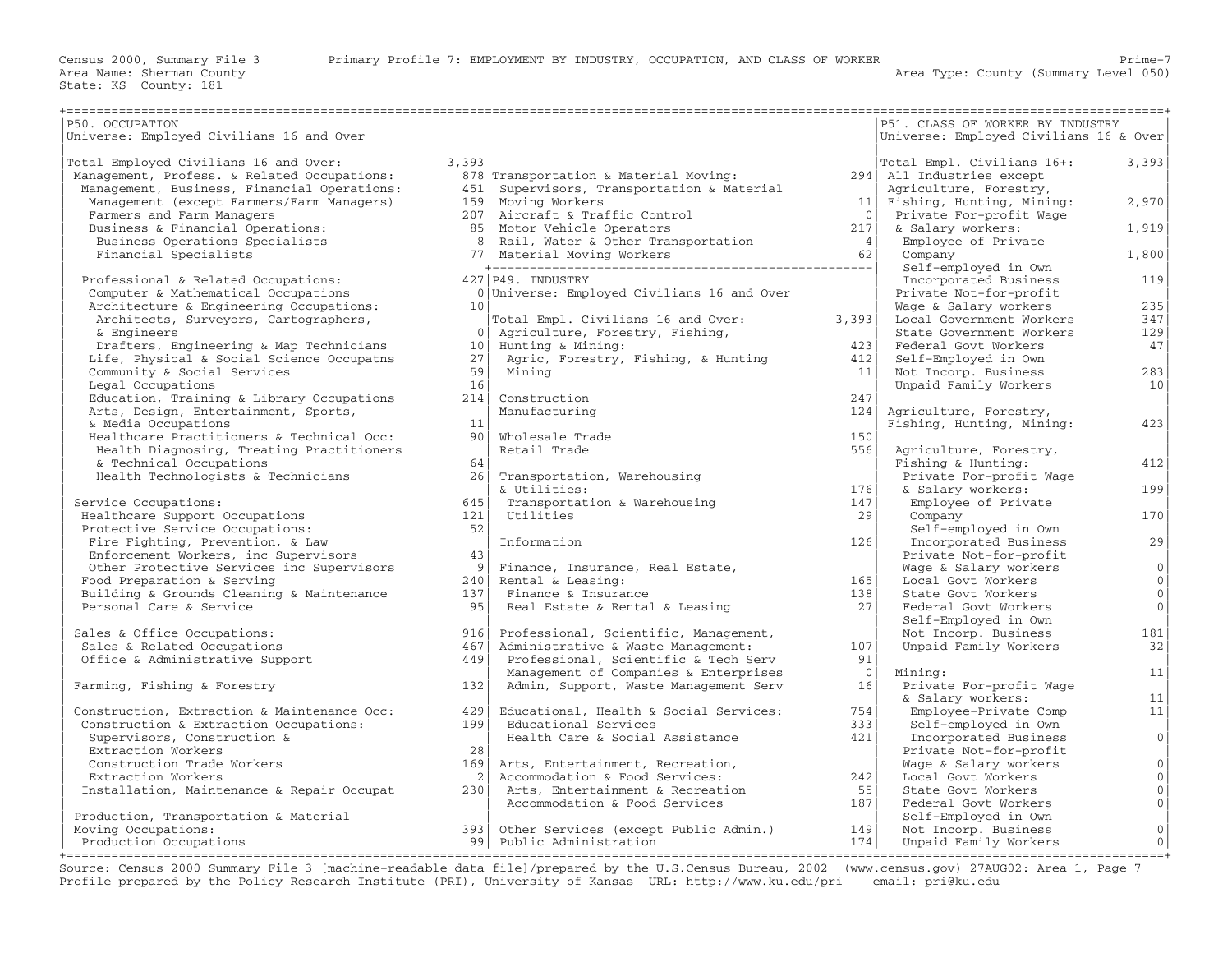Census 2000, Summary File 3 — Primary Profile 7: EMPLOYMENT BY INDUSTRY, OCCUPATION, AND CLASS OF WORKER

Area Name: Sherman County — Area Type: County (Summary Level 050)

State: KS County: 181

## P50. OCCUPATION

Universe: Employed Civilians 16 and Over

| Occupation | Number |
|---|---|
| Total Employed Civilians 16 and Over: | 3,393 |
| Management, Profess. & Related Occupations: | 878 |
| Management, Business, Financial Operations: | 451 |
| Management (except Farmers/Farm Managers) | 159 |
| Farmers and Farm Managers | 207 |
| Business & Financial Operations: | 85 |
| Business Operations Specialists | 8 |
| Financial Specialists | 77 |
| Professional & Related Occupations: | 427 |
| Computer & Mathematical Occupations | 0 |
| Architecture & Engineering Occupations: | 10 |
| Architects, Surveyors, Cartographers, & Engineers | 0 |
| Drafters, Engineering & Map Technicians | 10 |
| Life, Physical & Social Science Occupatns | 27 |
| Community & Social Services | 59 |
| Legal Occupations | 16 |
| Education, Training & Library Occupations | 214 |
| Arts, Design, Entertainment, Sports, & Media Occupations | 11 |
| Healthcare Practitioners & Technical Occ: | 90 |
| Health Diagnosing, Treating Practitioners & Technical Occupations | 64 |
| Health Technologists & Technicians | 26 |
| Service Occupations: | 645 |
| Healthcare Support Occupations | 121 |
| Protective Service Occupations: | 52 |
| Fire Fighting, Prevention, & Law Enforcement Workers, inc Supervisors | 43 |
| Other Protective Services inc Supervisors | 9 |
| Food Preparation & Serving | 240 |
| Building & Grounds Cleaning & Maintenance | 137 |
| Personal Care & Service | 95 |
| Sales & Office Occupations: | 916 |
| Sales & Related Occupations | 467 |
| Office & Administrative Support | 449 |
| Farming, Fishing & Forestry | 132 |
| Construction, Extraction & Maintenance Occ: | 429 |
| Construction & Extraction Occupations: | 199 |
| Supervisors, Construction & Extraction Workers | 28 |
| Construction Trade Workers | 169 |
| Extraction Workers | 2 |
| Installation, Maintenance & Repair Occupat | 230 |
| Production, Transportation & Material Moving Occupations: | 393 |
| Production Occupations | 99 |
| Transportation & Material Moving: | 294 |
| Supervisors, Transportation & Material Moving Workers | 11 |
| Aircraft & Traffic Control | 0 |
| Motor Vehicle Operators | 217 |
| Rail, Water & Other Transportation | 4 |
| Material Moving Workers | 62 |

## P49. INDUSTRY

Universe: Employed Civilians 16 and Over

| Industry | Number |
|---|---|
| Total Empl. Civilians 16 and Over: | 3,393 |
| Agriculture, Forestry, Fishing, Hunting & Mining: | 423 |
| Agric, Forestry, Fishing, & Hunting | 412 |
| Mining | 11 |
| Construction | 247 |
| Manufacturing | 124 |
| Wholesale Trade | 150 |
| Retail Trade | 556 |
| Transportation, Warehousing & Utilities: | 176 |
| Transportation & Warehousing | 147 |
| Utilities | 29 |
| Information | 126 |
| Finance, Insurance, Real Estate, Rental & Leasing: | 165 |
| Finance & Insurance | 138 |
| Real Estate & Rental & Leasing | 27 |
| Professional, Scientific, Management, Administrative & Waste Management: | 107 |
| Professional, Scientific & Tech Serv | 91 |
| Management of Companies & Enterprises | 0 |
| Admin, Support, Waste Management Serv | 16 |
| Educational, Health & Social Services: | 754 |
| Educational Services | 333 |
| Health Care & Social Assistance | 421 |
| Arts, Entertainment, Recreation, Accommodation & Food Services: | 242 |
| Arts, Entertainment & Recreation | 55 |
| Accommodation & Food Services | 187 |
| Other Services (except Public Admin.) | 149 |
| Public Administration | 174 |

## P51. CLASS OF WORKER BY INDUSTRY

Universe: Employed Civilians 16 & Over

| Class of Worker | Number |
|---|---|
| Total Empl. Civilians 16+: | 3,393 |
| All Industries except Agriculture, Forestry, Fishing, Hunting, Mining: | 2,970 |
| Private For-profit Wage & Salary workers: | 1,919 |
| Employee of Private Company | 1,800 |
| Self-employed in Own Incorporated Business | 119 |
| Private Not-for-profit Wage & Salary workers | 235 |
| Local Government Workers | 347 |
| State Government Workers | 129 |
| Federal Govt Workers | 47 |
| Self-Employed in Own Not Incorp. Business | 283 |
| Unpaid Family Workers | 10 |
| Agriculture, Forestry, Fishing, Hunting, Mining: | 423 |
| Agriculture, Forestry, Fishing & Hunting: | 412 |
| Private For-profit Wage & Salary workers: | 199 |
| Employee of Private Company | 170 |
| Self-employed in Own Incorporated Business | 29 |
| Private Not-for-profit Wage & Salary workers | 0 |
| Local Govt Workers | 0 |
| State Govt Workers | 0 |
| Federal Govt Workers | 0 |
| Self-Employed in Own Not Incorp. Business | 181 |
| Unpaid Family Workers | 32 |
| Mining: | 11 |
| Private For-profit Wage & Salary workers: | 11 |
| Employee-Private Comp | 11 |
| Self-employed in Own Incorporated Business | 0 |
| Private Not-for-profit Wage & Salary workers | 0 |
| Local Govt Workers | 0 |
| State Govt Workers | 0 |
| Federal Govt Workers | 0 |
| Self-Employed in Own Not Incorp. Business | 0 |
| Unpaid Family Workers | 0 |

Source: Census 2000 Summary File 3 [machine-readable data file]/prepared by the U.S.Census Bureau, 2002 (www.census.gov) 27AUG02: Area 1, Page 7
Profile prepared by the Policy Research Institute (PRI), University of Kansas URL: http://www.ku.edu/pri email: pri@ku.edu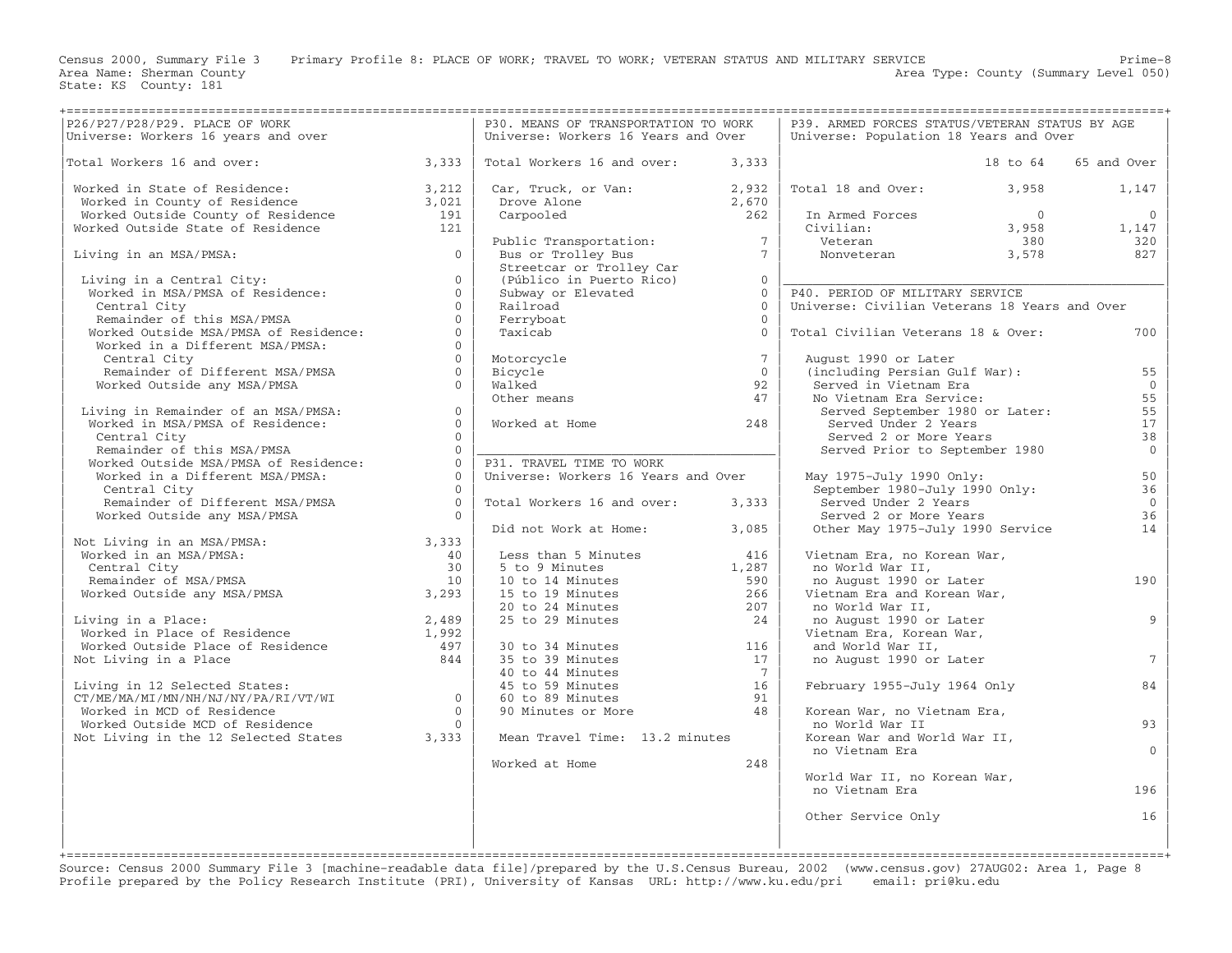Census 2000, Summary File 3 Primary Profile 8: PLACE OF WORK; TRAVEL TO WORK; VETERAN STATUS AND MILITARY SERVICE

Area Name: Sherman County
State: KS County: 181

Area Type: County (Summary Level 050)

## P26/P27/P28/P29. PLACE OF WORK

Universe: Workers 16 years and over

| | |
|---|---|
| Total Workers 16 and over: | 3,333 |
| Worked in State of Residence: | 3,212 |
| Worked in County of Residence | 3,021 |
| Worked Outside County of Residence | 191 |
| Worked Outside State of Residence | 121 |
| Living in an MSA/PMSA: | 0 |
| Living in a Central City: | 0 |
| Worked in MSA/PMSA of Residence: | 0 |
| Central City | 0 |
| Remainder of this MSA/PMSA | 0 |
| Worked Outside MSA/PMSA of Residence: | 0 |
| Worked in a Different MSA/PMSA: | 0 |
| Central City | 0 |
| Remainder of Different MSA/PMSA | 0 |
| Worked Outside any MSA/PMSA | 0 |
| Living in Remainder of an MSA/PMSA: | 0 |
| Worked in MSA/PMSA of Residence: | 0 |
| Central City | 0 |
| Remainder of this MSA/PMSA | 0 |
| Worked Outside MSA/PMSA of Residence: | 0 |
| Worked in a Different MSA/PMSA: | 0 |
| Central City | 0 |
| Remainder of Different MSA/PMSA | 0 |
| Worked Outside any MSA/PMSA | 0 |
| Not Living in an MSA/PMSA: | 3,333 |
| Worked in an MSA/PMSA: | 40 |
| Central City | 30 |
| Remainder of MSA/PMSA | 10 |
| Worked Outside any MSA/PMSA | 3,293 |
| Living in a Place: | 2,489 |
| Worked in Place of Residence | 1,992 |
| Worked Outside Place of Residence | 497 |
| Not Living in a Place | 844 |
| Living in 12 Selected States: CT/ME/MA/MI/MN/NH/NJ/NY/PA/RI/VT/WI | 0 |
| Worked in MCD of Residence | 0 |
| Worked Outside MCD of Residence | 0 |
| Not Living in the 12 Selected States | 3,333 |

## P30. MEANS OF TRANSPORTATION TO WORK

Universe: Workers 16 Years and Over

| | |
|---|---|
| Total Workers 16 and over: | 3,333 |
| Car, Truck, or Van: | 2,932 |
| Drove Alone | 2,670 |
| Carpooled | 262 |
| Public Transportation: | 7 |
| Bus or Trolley Bus | 7 |
| Streetcar or Trolley Car (Público in Puerto Rico) | 0 |
| Subway or Elevated | 0 |
| Railroad | 0 |
| Ferryboat | 0 |
| Taxicab | 0 |
| Motorcycle | 7 |
| Bicycle | 0 |
| Walked | 92 |
| Other means | 47 |
| Worked at Home | 248 |

## P31. TRAVEL TIME TO WORK

Universe: Workers 16 Years and Over

| | |
|---|---|
| Total Workers 16 and over: | 3,333 |
| Did not Work at Home: | 3,085 |
| Less than 5 Minutes | 416 |
| 5 to 9 Minutes | 1,287 |
| 10 to 14 Minutes | 590 |
| 15 to 19 Minutes | 266 |
| 20 to 24 Minutes | 207 |
| 25 to 29 Minutes | 24 |
| 30 to 34 Minutes | 116 |
| 35 to 39 Minutes | 17 |
| 40 to 44 Minutes | 7 |
| 45 to 59 Minutes | 16 |
| 60 to 89 Minutes | 91 |
| 90 Minutes or More | 48 |
| Mean Travel Time: 13.2 minutes | |
| Worked at Home | 248 |

## P39. ARMED FORCES STATUS/VETERAN STATUS BY AGE

Universe: Population 18 Years and Over

| | 18 to 64 | 65 and Over |
|---|---|---|
| Total 18 and Over: | 3,958 | 1,147 |
| In Armed Forces | 0 | 0 |
| Civilian: | 3,958 | 1,147 |
| Veteran | 380 | 320 |
| Nonveteran | 3,578 | 827 |

## P40. PERIOD OF MILITARY SERVICE

Universe: Civilian Veterans 18 Years and Over

| | |
|---|---|
| Total Civilian Veterans 18 & Over: | 700 |
| August 1990 or Later (including Persian Gulf War): | 55 |
| Served in Vietnam Era | 0 |
| No Vietnam Era Service: | 55 |
| Served September 1980 or Later: | 55 |
| Served Under 2 Years | 17 |
| Served 2 or More Years | 38 |
| Served Prior to September 1980 | 0 |
| May 1975-July 1990 Only: | 50 |
| September 1980-July 1990 Only: | 36 |
| Served Under 2 Years | 0 |
| Served 2 or More Years | 36 |
| Other May 1975-July 1990 Service | 14 |
| Vietnam Era, no Korean War, no World War II, no August 1990 or Later | 190 |
| Vietnam Era and Korean War, no World War II, no August 1990 or Later | 9 |
| Vietnam Era, Korean War, and World War II, no August 1990 or Later | 7 |
| February 1955-July 1964 Only | 84 |
| Korean War, no Vietnam Era, no World War II | 93 |
| Korean War and World War II, no Vietnam Era | 0 |
| World War II, no Korean War, no Vietnam Era | 196 |
| Other Service Only | 16 |

Source: Census 2000 Summary File 3 [machine-readable data file]/prepared by the U.S.Census Bureau, 2002 (www.census.gov) 27AUG02: Area 1, Page 8
Profile prepared by the Policy Research Institute (PRI), University of Kansas URL: http://www.ku.edu/pri email: pri@ku.edu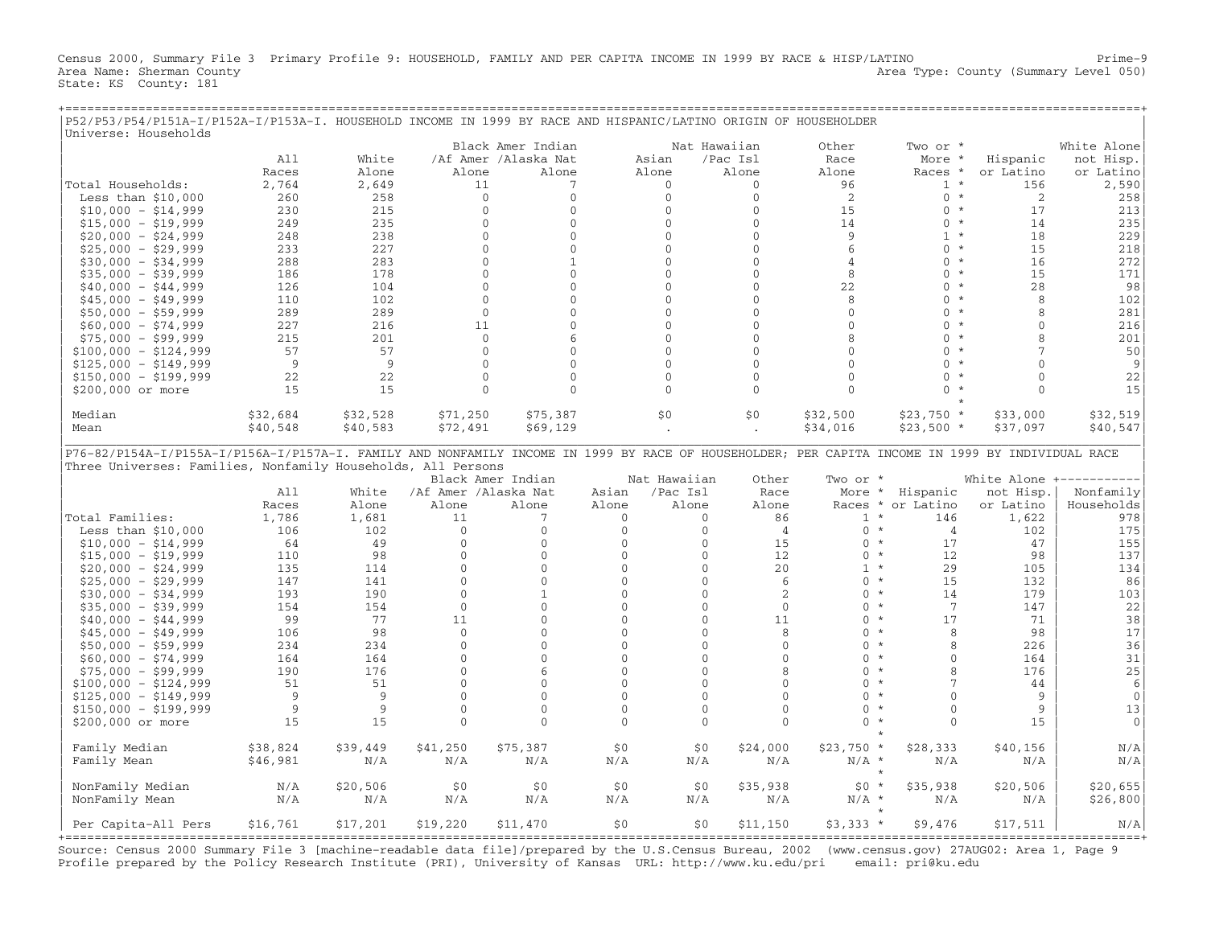Census 2000, Summary File 3 Primary Profile 9: HOUSEHOLD, FAMILY AND PER CAPITA INCOME IN 1999 BY RACE & HISP/LATINO

Prime-9

Area Name: Sherman County

Area Type: County (Summary Level 050)

State: KS County: 181

## P52/P53/P54/P151A-I/P152A-I/P153A-I. HOUSEHOLD INCOME IN 1999 BY RACE AND HISPANIC/LATINO ORIGIN OF HOUSEHOLDER

Universe: Households

| | All Races | White Alone | Black /Af Amer Alone | Amer Indian /Alaska Nat Alone | Asian Alone | Nat Hawaiian /Pac Isl Alone | Other Race Alone | Two or More Races * | Hispanic or Latino | White Alone not Hisp. or Latino |
|---|---|---|---|---|---|---|---|---|---|---|
| Total Households: | 2,764 | 2,649 | 11 | 7 | 0 | 0 | 96 | 1 * | 156 | 2,590 |
| Less than $10,000 | 260 | 258 | 0 | 0 | 0 | 0 | 2 | 0 * | 2 | 258 |
| $10,000 - $14,999 | 230 | 215 | 0 | 0 | 0 | 0 | 15 | 0 * | 17 | 213 |
| $15,000 - $19,999 | 249 | 235 | 0 | 0 | 0 | 0 | 14 | 0 * | 14 | 235 |
| $20,000 - $24,999 | 248 | 238 | 0 | 0 | 0 | 0 | 9 | 1 * | 18 | 229 |
| $25,000 - $29,999 | 233 | 227 | 0 | 0 | 0 | 0 | 6 | 0 * | 15 | 218 |
| $30,000 - $34,999 | 288 | 283 | 0 | 1 | 0 | 0 | 4 | 0 * | 16 | 272 |
| $35,000 - $39,999 | 186 | 178 | 0 | 0 | 0 | 0 | 8 | 0 * | 15 | 171 |
| $40,000 - $44,999 | 126 | 104 | 0 | 0 | 0 | 0 | 22 | 0 * | 28 | 98 |
| $45,000 - $49,999 | 110 | 102 | 0 | 0 | 0 | 0 | 8 | 0 * | 8 | 102 |
| $50,000 - $59,999 | 289 | 289 | 0 | 0 | 0 | 0 | 0 | 0 * | 8 | 281 |
| $60,000 - $74,999 | 227 | 216 | 11 | 0 | 0 | 0 | 0 | 0 * | 0 | 216 |
| $75,000 - $99,999 | 215 | 201 | 0 | 6 | 0 | 0 | 8 | 0 * | 8 | 201 |
| $100,000 - $124,999 | 57 | 57 | 0 | 0 | 0 | 0 | 0 | 0 * | 7 | 50 |
| $125,000 - $149,999 | 9 | 9 | 0 | 0 | 0 | 0 | 0 | 0 * | 0 | 9 |
| $150,000 - $199,999 | 22 | 22 | 0 | 0 | 0 | 0 | 0 | 0 * | 0 | 22 |
| $200,000 or more | 15 | 15 | 0 | 0 | 0 | 0 | 0 | 0 * | 0 | 15 |
| Median | $32,684 | $32,528 | $71,250 | $75,387 | $0 | $0 | $32,500 | $23,750 * | $33,000 | $32,519 |
| Mean | $40,548 | $40,583 | $72,491 | $69,129 | . | . | $34,016 | $23,500 * | $37,097 | $40,547 |

## P76-82/P154A-I/P155A-I/P156A-I/P157A-I. FAMILY AND NONFAMILY INCOME IN 1999 BY RACE OF HOUSEHOLDER; PER CAPITA INCOME IN 1999 BY INDIVIDUAL RACE

Three Universes: Families, Nonfamily Households, All Persons

| | All Races | White Alone | Black /Af Amer Alone | Amer Indian /Alaska Nat Alone | Asian Alone | Nat Hawaiian /Pac Isl Alone | Other Race Alone | Two or More Races * | Hispanic or Latino | White Alone not Hisp. or Latino | Nonfamily Households |
|---|---|---|---|---|---|---|---|---|---|---|---|
| Total Families: | 1,786 | 1,681 | 11 | 7 | 0 | 0 | 86 | 1 * | 146 | 1,622 | 978 |
| Less than $10,000 | 106 | 102 | 0 | 0 | 0 | 0 | 4 | 0 * | 4 | 102 | 175 |
| $10,000 - $14,999 | 64 | 49 | 0 | 0 | 0 | 0 | 15 | 0 * | 17 | 47 | 155 |
| $15,000 - $19,999 | 110 | 98 | 0 | 0 | 0 | 0 | 12 | 0 * | 12 | 98 | 137 |
| $20,000 - $24,999 | 135 | 114 | 0 | 0 | 0 | 0 | 20 | 1 * | 29 | 105 | 134 |
| $25,000 - $29,999 | 147 | 141 | 0 | 0 | 0 | 0 | 6 | 0 * | 15 | 132 | 86 |
| $30,000 - $34,999 | 193 | 190 | 0 | 1 | 0 | 0 | 2 | 0 * | 14 | 179 | 103 |
| $35,000 - $39,999 | 154 | 154 | 0 | 0 | 0 | 0 | 0 | 0 * | 7 | 147 | 22 |
| $40,000 - $44,999 | 99 | 77 | 11 | 0 | 0 | 0 | 11 | 0 * | 17 | 71 | 38 |
| $45,000 - $49,999 | 106 | 98 | 0 | 0 | 0 | 0 | 8 | 0 * | 8 | 98 | 17 |
| $50,000 - $59,999 | 234 | 234 | 0 | 0 | 0 | 0 | 0 | 0 * | 8 | 226 | 36 |
| $60,000 - $74,999 | 164 | 164 | 0 | 0 | 0 | 0 | 0 | 0 * | 0 | 164 | 31 |
| $75,000 - $99,999 | 190 | 176 | 0 | 6 | 0 | 0 | 8 | 0 * | 8 | 176 | 25 |
| $100,000 - $124,999 | 51 | 51 | 0 | 0 | 0 | 0 | 0 | 0 * | 7 | 44 | 6 |
| $125,000 - $149,999 | 9 | 9 | 0 | 0 | 0 | 0 | 0 | 0 * | 0 | 9 | 0 |
| $150,000 - $199,999 | 9 | 9 | 0 | 0 | 0 | 0 | 0 | 0 * | 0 | 9 | 13 |
| $200,000 or more | 15 | 15 | 0 | 0 | 0 | 0 | 0 | 0 * | 0 | 15 | 0 |
| Family Median | $38,824 | $39,449 | $41,250 | $75,387 | $0 | $0 | $24,000 | $23,750 * | $28,333 | $40,156 | N/A |
| Family Mean | $46,981 | N/A | N/A | N/A | N/A | N/A | N/A | N/A * | N/A | N/A | N/A |
| NonFamily Median | N/A | $20,506 | $0 | $0 | $0 | $0 | $35,938 | $0 * | $35,938 | $20,506 | $20,655 |
| NonFamily Mean | N/A | N/A | N/A | N/A | N/A | N/A | N/A | N/A * | N/A | N/A | $26,800 |
| Per Capita-All Pers | $16,761 | $17,201 | $19,220 | $11,470 | $0 | $0 | $11,150 | $3,333 * | $9,476 | $17,511 | N/A |

Source: Census 2000 Summary File 3 [machine-readable data file]/prepared by the U.S.Census Bureau, 2002 (www.census.gov) 27AUG02: Area 1, Page 9

Profile prepared by the Policy Research Institute (PRI), University of Kansas URL: http://www.ku.edu/pri email: pri@ku.edu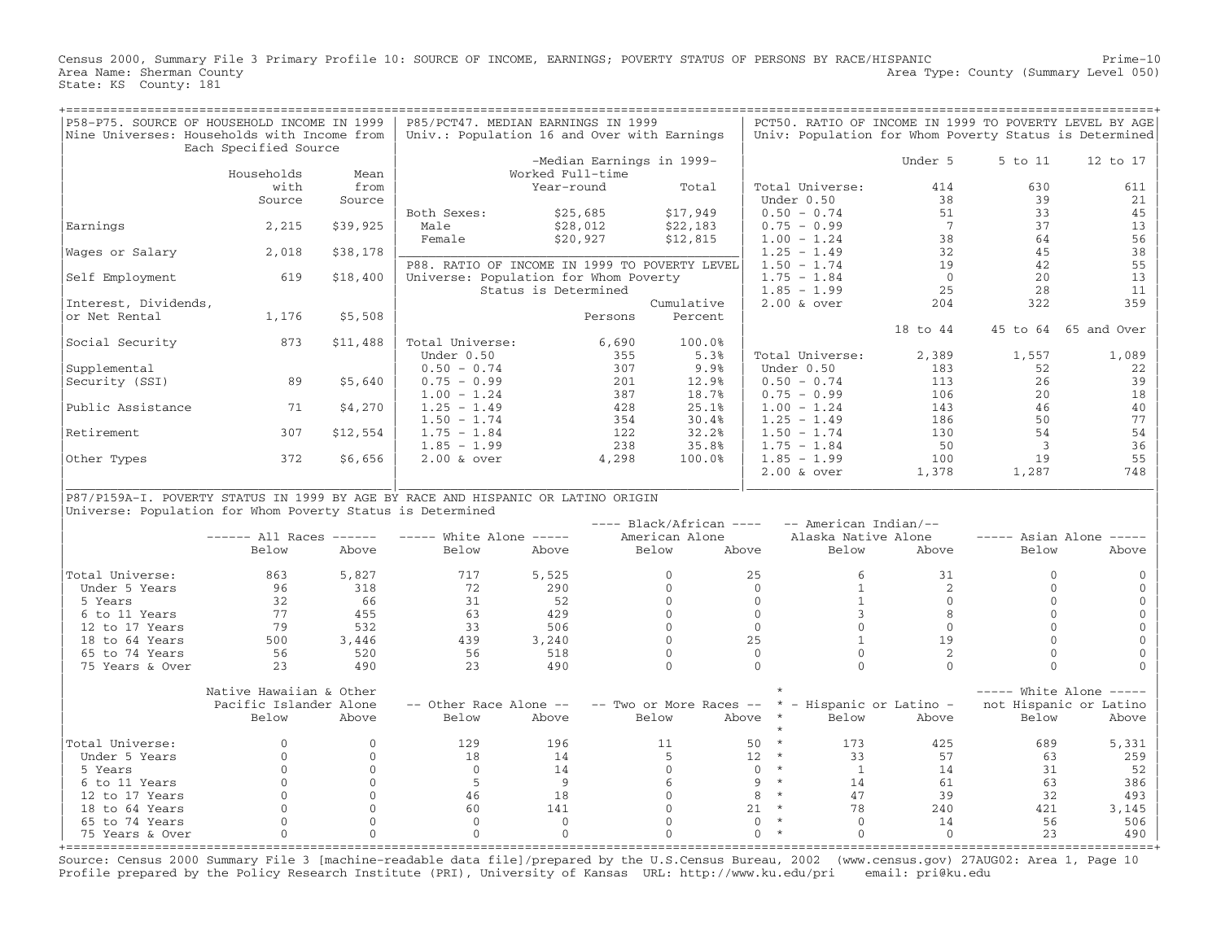Census 2000, Summary File 3 Primary Profile 10: SOURCE OF INCOME, EARNINGS; POVERTY STATUS OF PERSONS BY RACE/HISPANIC
Area Name: Sherman County
State: KS County: 181
Area Type: County (Summary Level 050)

## P58-P75. SOURCE OF HOUSEHOLD INCOME IN 1999

Nine Universes: Households with Income from Each Specified Source

| | Households with Source | Mean from Source |
|---|---|---|
| Earnings | 2,215 | $39,925 |
| Wages or Salary | 2,018 | $38,178 |
| Self Employment | 619 | $18,400 |
| Interest, Dividends, or Net Rental | 1,176 | $5,508 |
| Social Security | 873 | $11,488 |
| Supplemental Security (SSI) | 89 | $5,640 |
| Public Assistance | 71 | $4,270 |
| Retirement | 307 | $12,554 |
| Other Types | 372 | $6,656 |

## P85/PCT47. MEDIAN EARNINGS IN 1999

Univ.: Population 16 and Over with Earnings

| | -Median Earnings in 1999- Worked Full-time Year-round | Total |
|---|---|---|
| Both Sexes: | $25,685 | $17,949 |
| Male | $28,012 | $22,183 |
| Female | $20,927 | $12,815 |

## P88. RATIO OF INCOME IN 1999 TO POVERTY LEVEL

Universe: Population for Whom Poverty Status is Determined

| | Persons | Cumulative Percent |
|---|---|---|
| Total Universe: | 6,690 | 100.0% |
| Under 0.50 | 355 | 5.3% |
| 0.50 - 0.74 | 307 | 9.9% |
| 0.75 - 0.99 | 201 | 12.9% |
| 1.00 - 1.24 | 387 | 18.7% |
| 1.25 - 1.49 | 428 | 25.1% |
| 1.50 - 1.74 | 354 | 30.4% |
| 1.75 - 1.84 | 122 | 32.2% |
| 1.85 - 1.99 | 238 | 35.8% |
| 2.00 & over | 4,298 | 100.0% |

## PCT50. RATIO OF INCOME IN 1999 TO POVERTY LEVEL BY AGE

Univ: Population for Whom Poverty Status is Determined

| | Under 5 | 5 to 11 | 12 to 17 |
|---|---|---|---|
| Total Universe: | 414 | 630 | 611 |
| Under 0.50 | 38 | 39 | 21 |
| 0.50 - 0.74 | 51 | 33 | 45 |
| 0.75 - 0.99 | 7 | 37 | 13 |
| 1.00 - 1.24 | 38 | 64 | 56 |
| 1.25 - 1.49 | 32 | 45 | 38 |
| 1.50 - 1.74 | 19 | 42 | 55 |
| 1.75 - 1.84 | 0 | 20 | 13 |
| 1.85 - 1.99 | 25 | 28 | 11 |
| 2.00 & over | 204 | 322 | 359 |

| | 18 to 44 | 45 to 64 | 65 and Over |
|---|---|---|---|
| Total Universe: | 2,389 | 1,557 | 1,089 |
| Under 0.50 | 183 | 52 | 22 |
| 0.50 - 0.74 | 113 | 26 | 39 |
| 0.75 - 0.99 | 106 | 20 | 18 |
| 1.00 - 1.24 | 143 | 46 | 40 |
| 1.25 - 1.49 | 186 | 50 | 77 |
| 1.50 - 1.74 | 130 | 54 | 54 |
| 1.75 - 1.84 | 50 | 3 | 36 |
| 1.85 - 1.99 | 100 | 19 | 55 |
| 2.00 & over | 1,378 | 1,287 | 748 |

## P87/P159A-I. POVERTY STATUS IN 1999 BY AGE BY RACE AND HISPANIC OR LATINO ORIGIN

Universe: Population for Whom Poverty Status is Determined

| | All Races | | White Alone | | Black/African American Alone | | American Indian/ Alaska Native Alone | | Asian Alone | |
|---|---|---|---|---|---|---|---|---|---|---|
| | Below | Above | Below | Above | Below | Above | Below | Above | Below | Above |
| Total Universe: | 863 | 5,827 | 717 | 5,525 | 0 | 25 | 6 | 31 | 0 | 0 |
| Under 5 Years | 96 | 318 | 72 | 290 | 0 | 0 | 1 | 2 | 0 | 0 |
| 5 Years | 32 | 66 | 31 | 52 | 0 | 0 | 1 | 0 | 0 | 0 |
| 6 to 11 Years | 77 | 455 | 63 | 429 | 0 | 0 | 3 | 8 | 0 | 0 |
| 12 to 17 Years | 79 | 532 | 33 | 506 | 0 | 0 | 0 | 0 | 0 | 0 |
| 18 to 64 Years | 500 | 3,446 | 439 | 3,240 | 0 | 25 | 1 | 19 | 0 | 0 |
| 65 to 74 Years | 56 | 520 | 56 | 518 | 0 | 0 | 0 | 2 | 0 | 0 |
| 75 Years & Over | 23 | 490 | 23 | 490 | 0 | 0 | 0 | 0 | 0 | 0 |

| | Native Hawaiian & Other Pacific Islander Alone | | Other Race Alone | | Two or More Races | | Hispanic or Latino | | White Alone not Hispanic or Latino | |
|---|---|---|---|---|---|---|---|---|---|---|
| | Below | Above | Below | Above | Below | Above | Below | Above | Below | Above |
| Total Universe: | 0 | 0 | 129 | 196 | 11 | 50 | 173 | 425 | 689 | 5,331 |
| Under 5 Years | 0 | 0 | 18 | 14 | 5 | 12 | 33 | 57 | 63 | 259 |
| 5 Years | 0 | 0 | 0 | 14 | 0 | 0 | 1 | 14 | 31 | 52 |
| 6 to 11 Years | 0 | 0 | 5 | 9 | 6 | 9 | 14 | 61 | 63 | 386 |
| 12 to 17 Years | 0 | 0 | 46 | 18 | 0 | 8 | 47 | 39 | 32 | 493 |
| 18 to 64 Years | 0 | 0 | 60 | 141 | 0 | 21 | 78 | 240 | 421 | 3,145 |
| 65 to 74 Years | 0 | 0 | 0 | 0 | 0 | 0 | 0 | 14 | 56 | 506 |
| 75 Years & Over | 0 | 0 | 0 | 0 | 0 | 0 | 0 | 0 | 23 | 490 |

Source: Census 2000 Summary File 3 [machine-readable data file]/prepared by the U.S.Census Bureau, 2002 (www.census.gov) 27AUG02: Area 1, Page 10
Profile prepared by the Policy Research Institute (PRI), University of Kansas URL: http://www.ku.edu/pri email: pri@ku.edu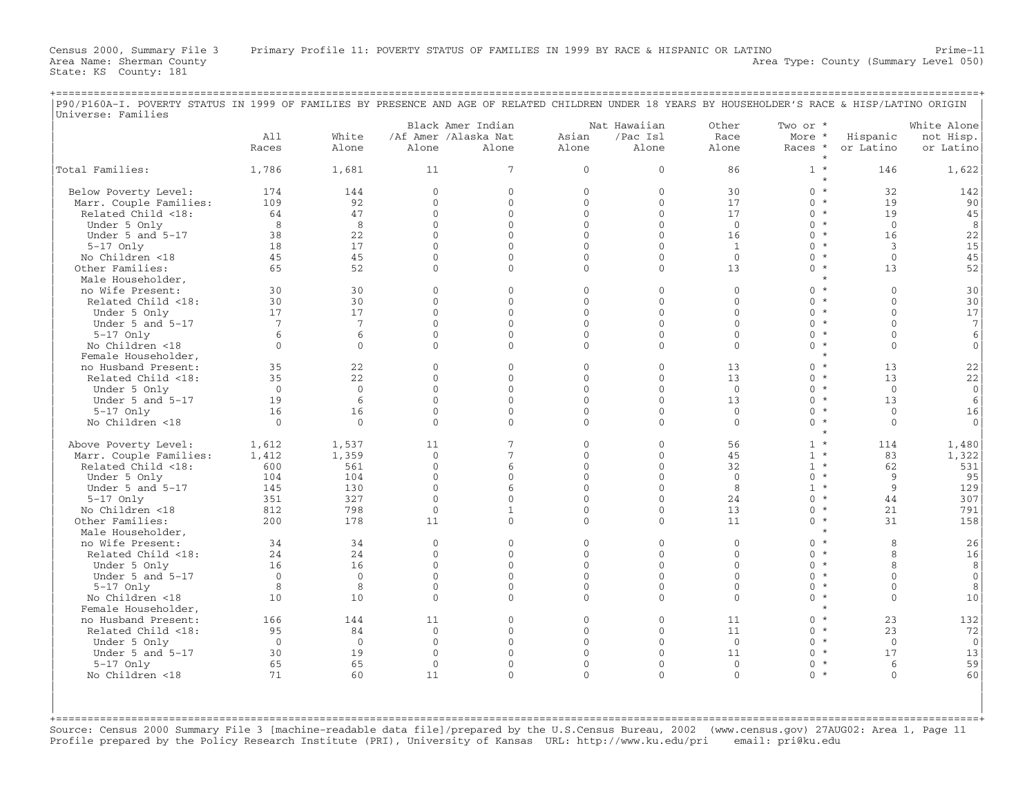Census 2000, Summary File 3     Primary Profile 11: POVERTY STATUS OF FAMILIES IN 1999 BY RACE & HISPANIC OR LATINO     Prime-11
Area Name: Sherman County     Area Type: County (Summary Level 050)
State: KS  County: 181

P90/P160A-I. POVERTY STATUS IN 1999 OF FAMILIES BY PRESENCE AND AGE OF RELATED CHILDREN UNDER 18 YEARS BY HOUSEHOLDER'S RACE & HISP/LATINO ORIGIN
Universe: Families

| | All Races | White Alone | Black /Af Amer Alone | Amer Indian /Alaska Nat Alone | Asian Alone | Nat Hawaiian /Pac Isl Alone | Other Race Alone | Two or More Races * | Hispanic or Latino | White Alone not Hisp. or Latino |
|---|---|---|---|---|---|---|---|---|---|---|
| Total Families: | 1,786 | 1,681 | 11 | 7 | 0 | 0 | 86 | 1 * | 146 | 1,622 |
| Below Poverty Level: | 174 | 144 | 0 | 0 | 0 | 0 | 30 | 0 * | 32 | 142 |
| Marr. Couple Families: | 109 | 92 | 0 | 0 | 0 | 0 | 17 | 0 * | 19 | 90 |
| Related Child <18: | 64 | 47 | 0 | 0 | 0 | 0 | 17 | 0 * | 19 | 45 |
| Under 5 Only | 8 | 8 | 0 | 0 | 0 | 0 | 0 | 0 * | 0 | 8 |
| Under 5 and 5-17 | 38 | 22 | 0 | 0 | 0 | 0 | 16 | 0 * | 16 | 22 |
| 5-17 Only | 18 | 17 | 0 | 0 | 0 | 0 | 1 | 0 * | 3 | 15 |
| No Children <18 | 45 | 45 | 0 | 0 | 0 | 0 | 0 | 0 * | 0 | 45 |
| Other Families: | 65 | 52 | 0 | 0 | 0 | 0 | 13 | 0 * | 13 | 52 |
| Male Householder, no Wife Present: | 30 | 30 | 0 | 0 | 0 | 0 | 0 | 0 * | 0 | 30 |
| Related Child <18: | 30 | 30 | 0 | 0 | 0 | 0 | 0 | 0 * | 0 | 30 |
| Under 5 Only | 17 | 17 | 0 | 0 | 0 | 0 | 0 | 0 * | 0 | 17 |
| Under 5 and 5-17 | 7 | 7 | 0 | 0 | 0 | 0 | 0 | 0 * | 0 | 7 |
| 5-17 Only | 6 | 6 | 0 | 0 | 0 | 0 | 0 | 0 * | 0 | 6 |
| No Children <18 | 0 | 0 | 0 | 0 | 0 | 0 | 0 | 0 * | 0 | 0 |
| Female Householder, no Husband Present: | 35 | 22 | 0 | 0 | 0 | 0 | 13 | 0 * | 13 | 22 |
| Related Child <18: | 35 | 22 | 0 | 0 | 0 | 0 | 13 | 0 * | 13 | 22 |
| Under 5 Only | 0 | 0 | 0 | 0 | 0 | 0 | 0 | 0 * | 0 | 0 |
| Under 5 and 5-17 | 19 | 6 | 0 | 0 | 0 | 0 | 13 | 0 * | 13 | 6 |
| 5-17 Only | 16 | 16 | 0 | 0 | 0 | 0 | 0 | 0 * | 0 | 16 |
| No Children <18 | 0 | 0 | 0 | 0 | 0 | 0 | 0 | 0 * | 0 | 0 |
| Above Poverty Level: | 1,612 | 1,537 | 11 | 7 | 0 | 0 | 56 | 1 * | 114 | 1,480 |
| Marr. Couple Families: | 1,412 | 1,359 | 0 | 7 | 0 | 0 | 45 | 1 * | 83 | 1,322 |
| Related Child <18: | 600 | 561 | 0 | 6 | 0 | 0 | 32 | 1 * | 62 | 531 |
| Under 5 Only | 104 | 104 | 0 | 0 | 0 | 0 | 0 | 0 * | 9 | 95 |
| Under 5 and 5-17 | 145 | 130 | 0 | 6 | 0 | 0 | 8 | 1 * | 9 | 129 |
| 5-17 Only | 351 | 327 | 0 | 0 | 0 | 0 | 24 | 0 * | 44 | 307 |
| No Children <18 | 812 | 798 | 0 | 1 | 0 | 0 | 13 | 0 * | 21 | 791 |
| Other Families: | 200 | 178 | 11 | 0 | 0 | 0 | 11 | 0 * | 31 | 158 |
| Male Householder, no Wife Present: | 34 | 34 | 0 | 0 | 0 | 0 | 0 | 0 * | 8 | 26 |
| Related Child <18: | 24 | 24 | 0 | 0 | 0 | 0 | 0 | 0 * | 8 | 16 |
| Under 5 Only | 16 | 16 | 0 | 0 | 0 | 0 | 0 | 0 * | 8 | 8 |
| Under 5 and 5-17 | 0 | 0 | 0 | 0 | 0 | 0 | 0 | 0 * | 0 | 0 |
| 5-17 Only | 8 | 8 | 0 | 0 | 0 | 0 | 0 | 0 * | 0 | 8 |
| No Children <18 | 10 | 10 | 0 | 0 | 0 | 0 | 0 | 0 * | 0 | 10 |
| Female Householder, no Husband Present: | 166 | 144 | 11 | 0 | 0 | 0 | 11 | 0 * | 23 | 132 |
| Related Child <18: | 95 | 84 | 0 | 0 | 0 | 0 | 11 | 0 * | 23 | 72 |
| Under 5 Only | 0 | 0 | 0 | 0 | 0 | 0 | 0 | 0 * | 0 | 0 |
| Under 5 and 5-17 | 30 | 19 | 0 | 0 | 0 | 0 | 11 | 0 * | 17 | 13 |
| 5-17 Only | 65 | 65 | 0 | 0 | 0 | 0 | 0 | 0 * | 6 | 59 |
| No Children <18 | 71 | 60 | 11 | 0 | 0 | 0 | 0 | 0 * | 0 | 60 |

Source: Census 2000 Summary File 3 [machine-readable data file]/prepared by the U.S.Census Bureau, 2002 (www.census.gov) 27AUG02: Area 1, Page 11
Profile prepared by the Policy Research Institute (PRI), University of Kansas URL: http://www.ku.edu/pri email: pri@ku.edu